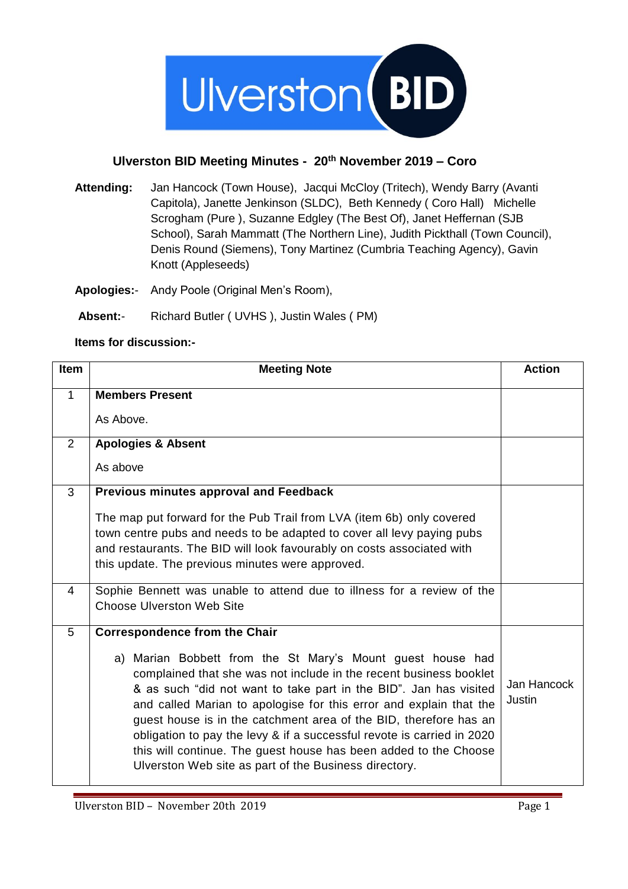# Ulverston BID

## Ulverston BID Meeting Minutes - 20th November 2019 – Coro

**Attending:** Jan Hancock (Town House), Jacqui McCloy (Tritech), Wendy Barry (Avanti Capitola), Janette Jenkinson (SLDC), Beth Kennedy ( Coro Hall) Michelle Scrogham (Pure ), Suzanne Edgley (The Best Of), Janet Heffernan (SJB School), Sarah Mammatt (The Northern Line), Judith Pickthall (Town Council), Denis Round (Siemens), Tony Martinez (Cumbria Teaching Agency), Gavin Knott (Appleseeds)

**Apologies:-** Andy Poole (Original Men's Room),

**Absent:-** Richard Butler ( UVHS ), Justin Wales ( PM)

**Items for discussion:-**

| Item | Meeting Note | Action |
| --- | --- | --- |
| 1 | **Members Present**<br><br>As Above. | |
| 2 | **Apologies & Absent**<br><br>As above | |
| 3 | **Previous minutes approval and Feedback**<br><br>The map put forward for the Pub Trail from LVA (item 6b) only covered town centre pubs and needs to be adapted to cover all levy paying pubs and restaurants. The BID will look favourably on costs associated with this update. The previous minutes were approved. | |
| 4 | Sophie Bennett was unable to attend due to illness for a review of the Choose Ulverston Web Site | |
| 5 | **Correspondence from the Chair**<br><br>a) Marian Bobbett from the St Mary's Mount guest house had complained that she was not include in the recent business booklet & as such "did not want to take part in the BID". Jan has visited and called Marian to apologise for this error and explain that the guest house is in the catchment area of the BID, therefore has an obligation to pay the levy & if a successful revote is carried in 2020 this will continue. The guest house has been added to the Choose Ulverston Web site as part of the Business directory. | Jan Hancock Justin |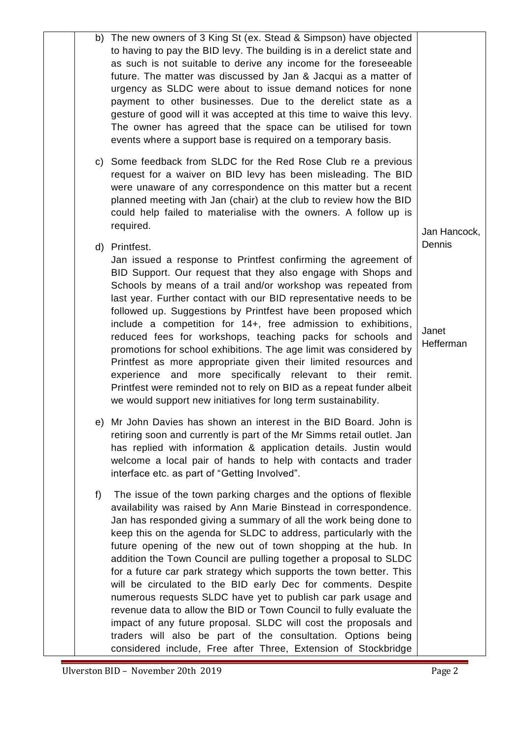| | | |
|---|---|---|
| | b) The new owners of 3 King St (ex. Stead & Simpson) have objected to having to pay the BID levy. The building is in a derelict state and as such is not suitable to derive any income for the foreseeable future. The matter was discussed by Jan & Jacqui as a matter of urgency as SLDC were about to issue demand notices for none payment to other businesses. Due to the derelict state as a gesture of good will it was accepted at this time to waive this levy. The owner has agreed that the space can be utilised for town events where a support base is required on a temporary basis.<br><br>c) Some feedback from SLDC for the Red Rose Club re a previous request for a waiver on BID levy has been misleading. The BID were unaware of any correspondence on this matter but a recent planned meeting with Jan (chair) at the club to review how the BID could help failed to materialise with the owners. A follow up is required. | Jan Hancock, Dennis |
| | d) Printfest.<br>Jan issued a response to Printfest confirming the agreement of BID Support. Our request that they also engage with Shops and Schools by means of a trail and/or workshop was repeated from last year. Further contact with our BID representative needs to be followed up. Suggestions by Printfest have been proposed which include a competition for 14+, free admission to exhibitions, reduced fees for workshops, teaching packs for schools and promotions for school exhibitions. The age limit was considered by Printfest as more appropriate given their limited resources and experience and more specifically relevant to their remit. Printfest were reminded not to rely on BID as a repeat funder albeit we would support new initiatives for long term sustainability. | Janet Hefferman |
| | e) Mr John Davies has shown an interest in the BID Board. John is retiring soon and currently is part of the Mr Simms retail outlet. Jan has replied with information & application details. Justin would welcome a local pair of hands to help with contacts and trader interface etc. as part of "Getting Involved".<br><br>f) The issue of the town parking charges and the options of flexible availability was raised by Ann Marie Binstead in correspondence. Jan has responded giving a summary of all the work being done to keep this on the agenda for SLDC to address, particularly with the future opening of the new out of town shopping at the hub. In addition the Town Council are pulling together a proposal to SLDC for a future car park strategy which supports the town better. This will be circulated to the BID early Dec for comments. Despite numerous requests SLDC have yet to publish car park usage and revenue data to allow the BID or Town Council to fully evaluate the impact of any future proposal. SLDC will cost the proposals and traders will also be part of the consultation. Options being considered include, Free after Three, Extension of Stockbridge | |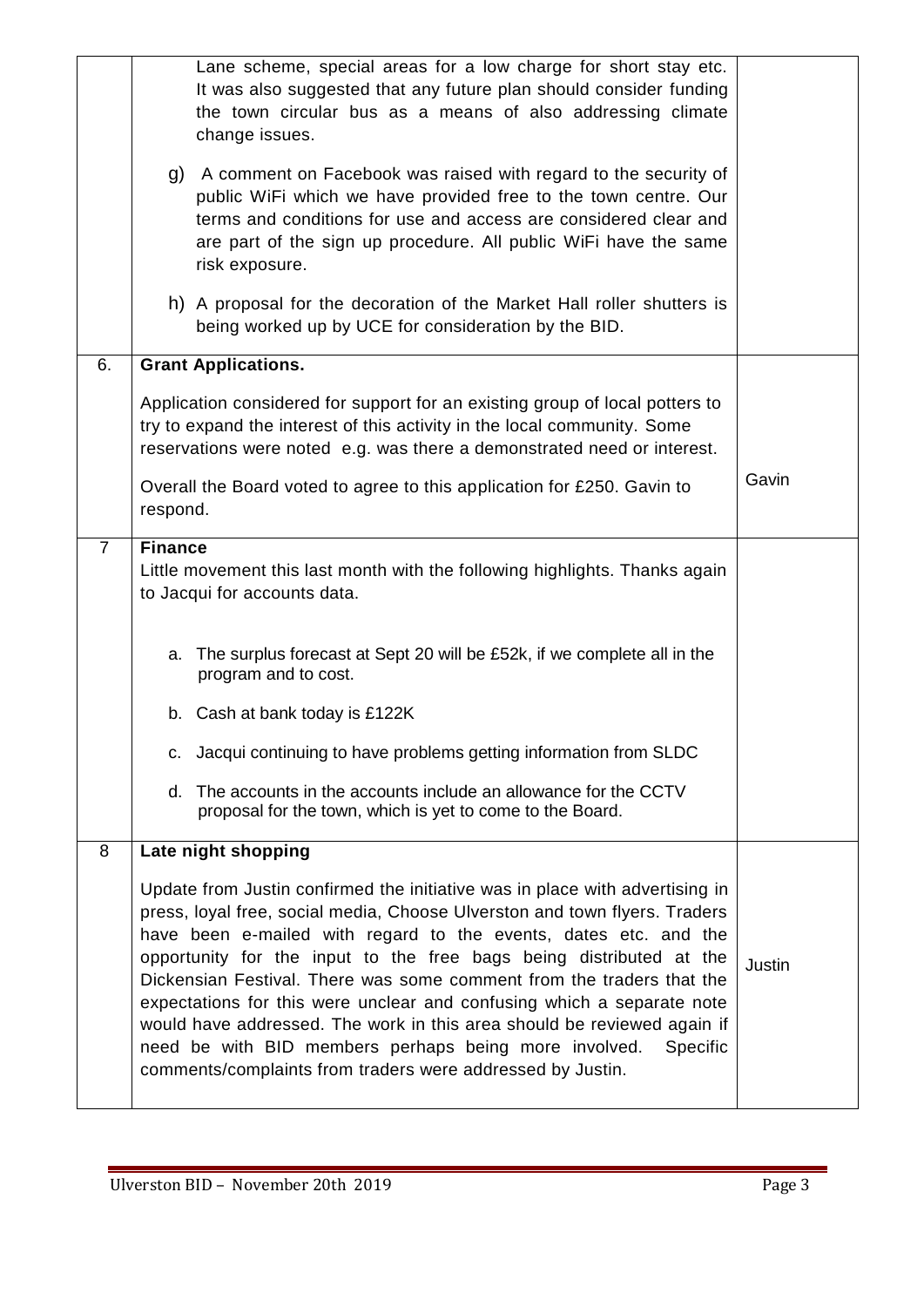| | | |
|---|---|---|
| | Lane scheme, special areas for a low charge for short stay etc. It was also suggested that any future plan should consider funding the town circular bus as a means of also addressing climate change issues.<br><br>g) A comment on Facebook was raised with regard to the security of public WiFi which we have provided free to the town centre. Our terms and conditions for use and access are considered clear and are part of the sign up procedure. All public WiFi have the same risk exposure.<br><br>h) A proposal for the decoration of the Market Hall roller shutters is being worked up by UCE for consideration by the BID. | |
| 6. | **Grant Applications.**<br><br>Application considered for support for an existing group of local potters to try to expand the interest of this activity in the local community. Some reservations were noted e.g. was there a demonstrated need or interest.<br><br>Overall the Board voted to agree to this application for £250. Gavin to respond. | Gavin |
| 7 | **Finance**<br>Little movement this last month with the following highlights. Thanks again to Jacqui for accounts data.<br><br>a. The surplus forecast at Sept 20 will be £52k, if we complete all in the program and to cost.<br><br>b. Cash at bank today is £122K<br><br>c. Jacqui continuing to have problems getting information from SLDC<br><br>d. The accounts in the accounts include an allowance for the CCTV proposal for the town, which is yet to come to the Board. | |
| 8 | **Late night shopping**<br><br>Update from Justin confirmed the initiative was in place with advertising in press, loyal free, social media, Choose Ulverston and town flyers. Traders have been e-mailed with regard to the events, dates etc. and the opportunity for the input to the free bags being distributed at the Dickensian Festival. There was some comment from the traders that the expectations for this were unclear and confusing which a separate note would have addressed. The work in this area should be reviewed again if need be with BID members perhaps being more involved. Specific comments/complaints from traders were addressed by Justin. | Justin |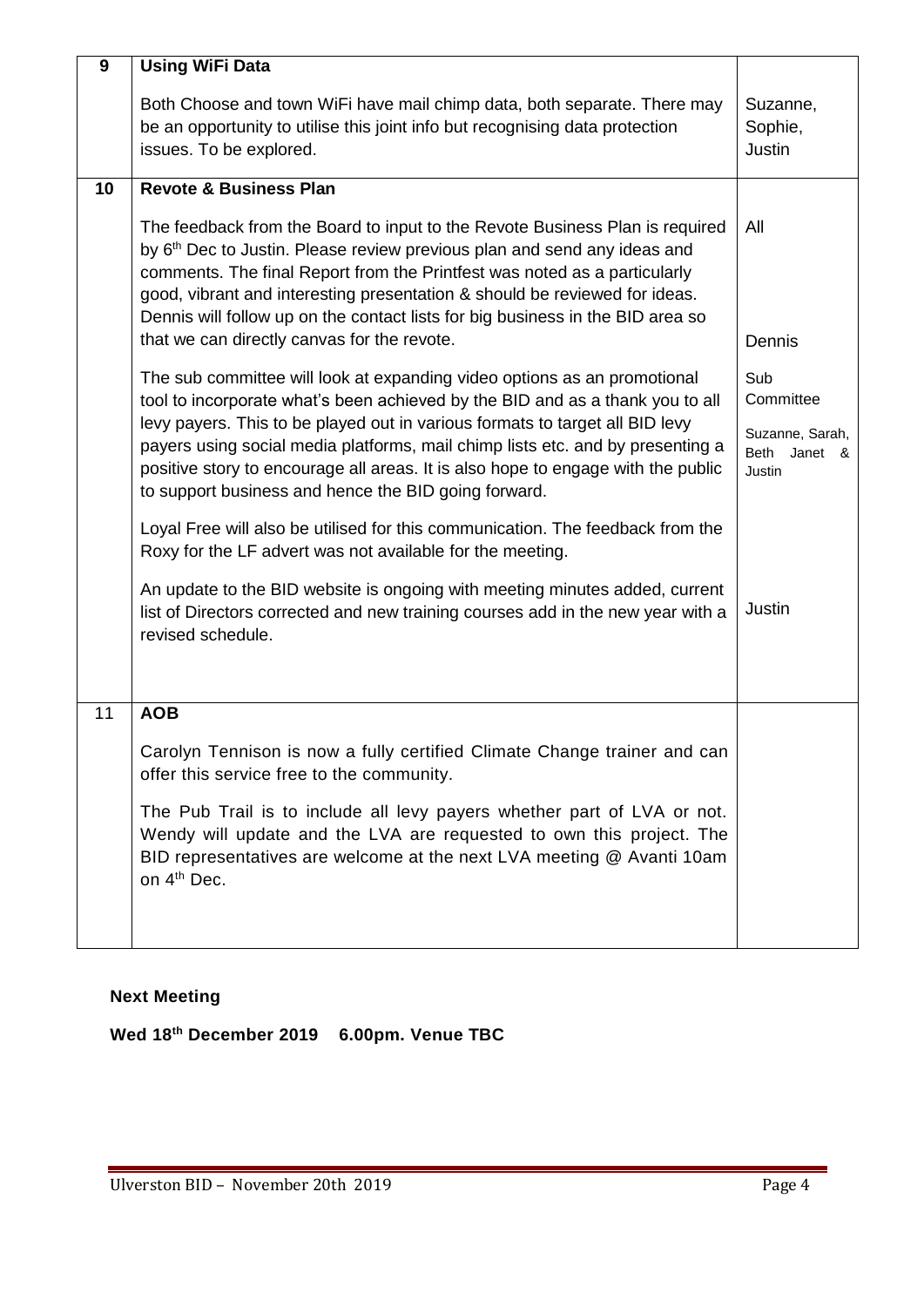| | | |
|---|---|---|
| 9 | **Using WiFi Data**<br><br>Both Choose and town WiFi have mail chimp data, both separate. There may be an opportunity to utilise this joint info but recognising data protection issues. To be explored. | Suzanne, Sophie, Justin |
| 10 | **Revote & Business Plan**<br><br>The feedback from the Board to input to the Revote Business Plan is required by 6th Dec to Justin. Please review previous plan and send any ideas and comments. The final Report from the Printfest was noted as a particularly good, vibrant and interesting presentation & should be reviewed for ideas. Dennis will follow up on the contact lists for big business in the BID area so that we can directly canvas for the revote.<br><br>The sub committee will look at expanding video options as an promotional tool to incorporate what's been achieved by the BID and as a thank you to all levy payers. This to be played out in various formats to target all BID levy payers using social media platforms, mail chimp lists etc. and by presenting a positive story to encourage all areas. It is also hope to engage with the public to support business and hence the BID going forward.<br><br>Loyal Free will also be utilised for this communication. The feedback from the Roxy for the LF advert was not available for the meeting.<br><br>An update to the BID website is ongoing with meeting minutes added, current list of Directors corrected and new training courses add in the new year with a revised schedule. | All<br><br>Dennis<br><br>Sub Committee<br><br>Suzanne, Sarah, Beth Janet & Justin<br><br>Justin |
| 11 | **AOB**<br><br>Carolyn Tennison is now a fully certified Climate Change trainer and can offer this service free to the community.<br><br>The Pub Trail is to include all levy payers whether part of LVA or not. Wendy will update and the LVA are requested to own this project. The BID representatives are welcome at the next LVA meeting @ Avanti 10am on 4th Dec. | |

**Next Meeting**

**Wed 18th December 2019 6.00pm. Venue TBC**